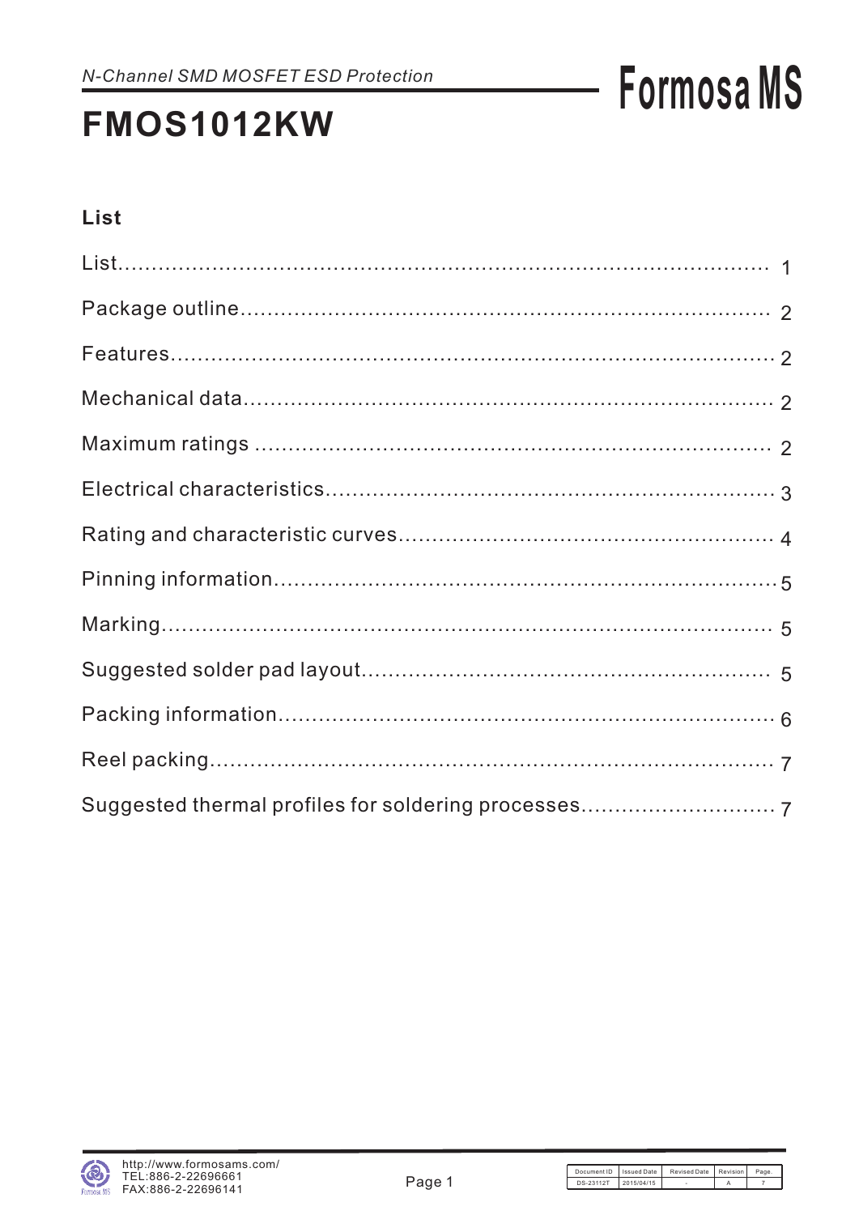*N-Channel SMD MOSFET ESD Protection*

# FMOS1012KW

Formosa MS

## List

| | |
|---|---|
| List | 1 |
| Package outline | 2 |
| Features | 2 |
| Mechanical data | 2 |
| Maximum ratings | 2 |
| Electrical characteristics | 3 |
| Rating and characteristic curves | 4 |
| Pinning information | 5 |
| Marking | 5 |
| Suggested solder pad layout | 5 |
| Packing information | 6 |
| Reel packing | 7 |
| Suggested thermal profiles for soldering processes | 7 |

http://www.formosams.com/
TEL:886-2-22696661
FAX:886-2-22696141

| Document ID | Issued Date | Revised Date | Revision | Page. |
|---|---|---|---|---|
| DS-23112T | 2015/04/15 | - | A | 7 |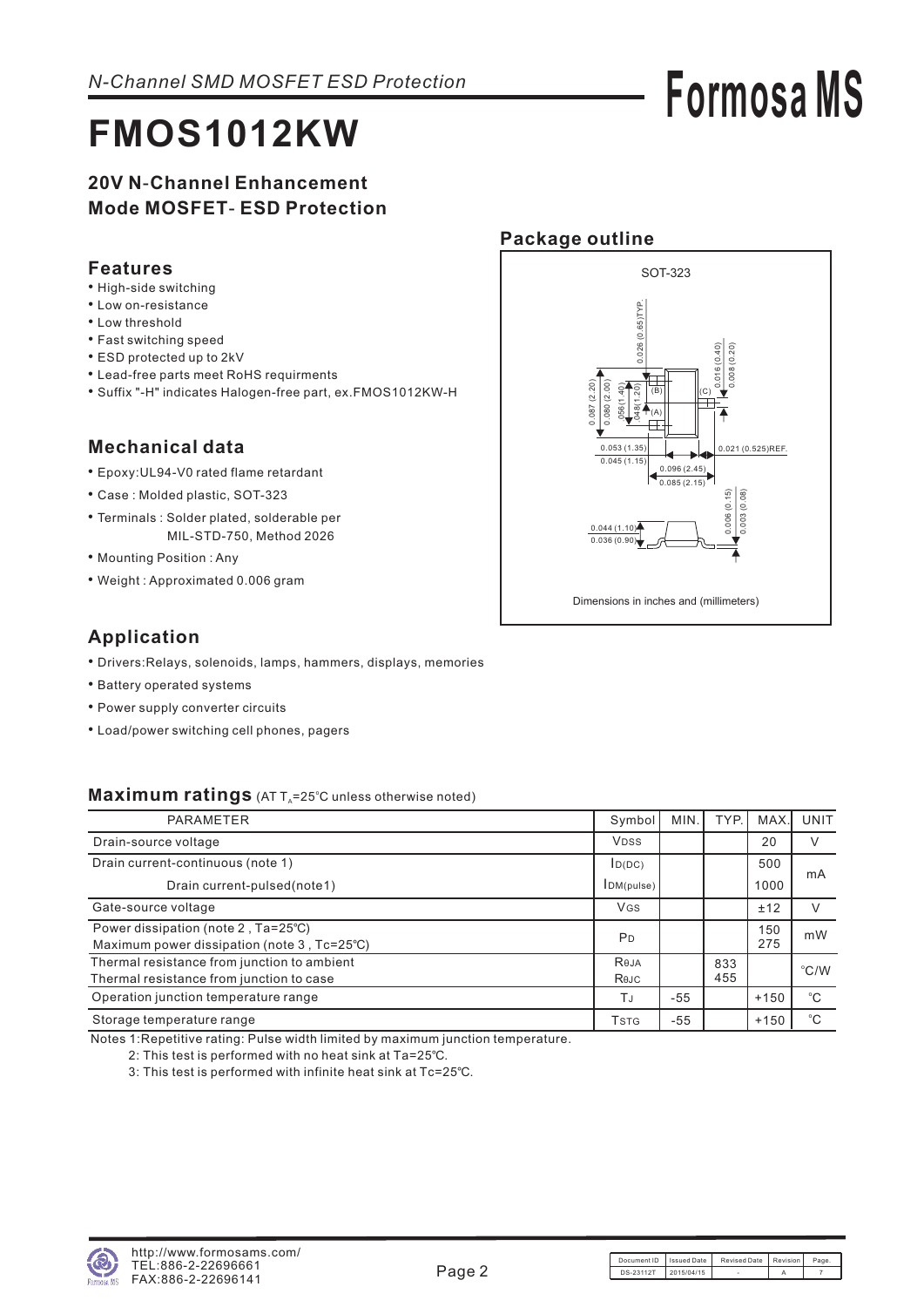N-Channel SMD MOSFET ESD Protection

# FMOS1012KW

## 20V N-Channel Enhancement Mode MOSFET- ESD Protection

## Features

- High-side switching
- Low on-resistance
- Low threshold
- Fast switching speed
- ESD protected up to 2kV
- Lead-free parts meet RoHS requirments
- Suffix "-H" indicates Halogen-free part, ex.FMOS1012KW-H

## Mechanical data

- Epoxy:UL94-V0 rated flame retardant
- Case : Molded plastic, SOT-323
- Terminals : Solder plated, solderable per MIL-STD-750, Method 2026
- Mounting Position : Any
- Weight : Approximated 0.006 gram

## Package outline

SOT-323

Dimensions in inches and (millimeters)

## Application

- Drivers:Relays, solenoids, lamps, hammers, displays, memories
- Battery operated systems
- Power supply converter circuits
- Load/power switching cell phones, pagers

## Maximum ratings (AT $T_A$=25°C unless otherwise noted)

| PARAMETER | Symbol | MIN. | TYP. | MAX. | UNIT |
|---|---|---|---|---|---|
| Drain-source voltage | $V_{DSS}$ | | | 20 | V |
| Drain current-continuous (note 1) | $I_{D(DC)}$ | | | 500 | mA |
| Drain current-pulsed(note1) | $I_{DM(pulse)}$ | | | 1000 | mA |
| Gate-source voltage | $V_{GS}$ | | | ±12 | V |
| Power dissipation (note 2 , Ta=25℃)<br>Maximum power dissipation (note 3 , Tc=25℃) | $P_D$ | | | 150<br>275 | mW |
| Thermal resistance from junction to ambient<br>Thermal resistance from junction to case | $R_{\theta JA}$<br>$R_{\theta JC}$ | | 833<br>455 | | °C/W |
| Operation junction temperature range | $T_J$ | -55 | | +150 | °C |
| Storage temperature range | $T_{STG}$ | -55 | | +150 | °C |

Notes 1:Repetitive rating: Pulse width limited by maximum junction temperature.

2: This test is performed with no heat sink at Ta=25℃.

3: This test is performed with infinite heat sink at Tc=25℃.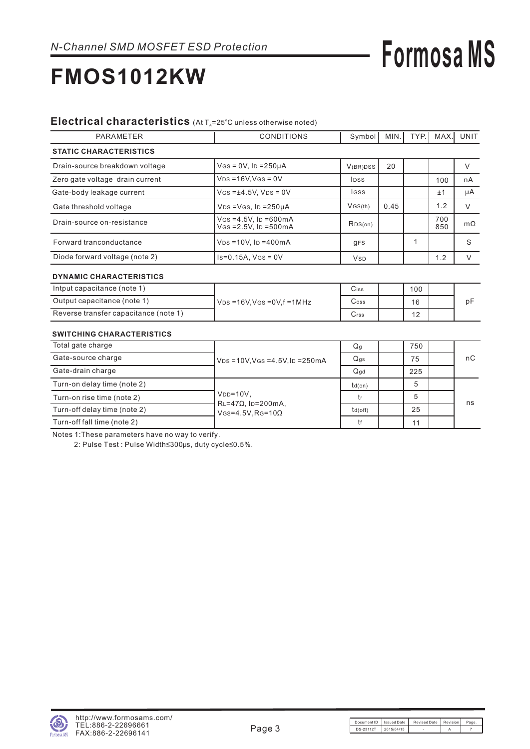*N-Channel SMD MOSFET ESD Protection*

# FMOS1012KW

## Electrical characteristics (At $T_A$=25°C unless otherwise noted)

| PARAMETER | CONDITIONS | Symbol | MIN. | TYP. | MAX. | UNIT |
|---|---|---|---|---|---|---|
| **STATIC CHARACTERISTICS** | | | | | | |
| Drain-source breakdown voltage | $V_{GS}$ = 0V, $I_D$ =250μA | $V_{(BR)DSS}$ | 20 | | | V |
| Zero gate voltage drain current | $V_{DS}$ =16V,$V_{GS}$ = 0V | $I_{DSS}$ | | | 100 | nA |
| Gate-body leakage current | $V_{GS}$ =±4.5V, $V_{DS}$ = 0V | $I_{GSS}$ | | | ±1 | μA |
| Gate threshold voltage | $V_{DS}$ =$V_{GS}$, $I_D$ =250μA | $V_{GS(th)}$ | 0.45 | | 1.2 | V |
| Drain-source on-resistance | $V_{GS}$ =4.5V, $I_D$ =600mA<br>$V_{GS}$ =2.5V, $I_D$ =500mA | $R_{DS(on)}$ | | | 700<br>850 | mΩ |
| Forward tranconductance | $V_{DS}$ =10V, $I_D$ =400mA | $g_{FS}$ | | 1 | | S |
| Diode forward voltage (note 2) | $I_S$=0.15A, $V_{GS}$ = 0V | $V_{SD}$ | | | 1.2 | V |
| **DYNAMIC CHARACTERISTICS** | | | | | | |
| Intput capacitance (note 1) | $V_{DS}$ =16V,$V_{GS}$ =0V,f =1MHz | $C_{iss}$ | | 100 | | pF |
| Output capacitance (note 1) | | $C_{oss}$ | | 16 | | |
| Reverse transfer capacitance (note 1) | | $C_{rss}$ | | 12 | | |
| **SWITCHING CHARACTERISTICS** | | | | | | |
| Total gate charge | $V_{DS}$ =10V,$V_{GS}$ =4.5V,$I_D$ =250mA | $Q_g$ | | 750 | | nC |
| Gate-source charge | | $Q_{gs}$ | | 75 | | |
| Gate-drain charge | | $Q_{gd}$ | | 225 | | |
| Turn-on delay time (note 2) | $V_{DD}$=10V,<br>$R_L$=47Ω, $I_D$=200mA,<br>$V_{GS}$=4.5V,$R_G$=10Ω | $t_{d(on)}$ | | 5 | | ns |
| Turn-on rise time (note 2) | | $t_r$ | | 5 | | |
| Turn-off delay time (note 2) | | $t_{d(off)}$ | | 25 | | |
| Turn-off fall time (note 2) | | $t_f$ | | 11 | | |

Notes 1:These parameters have no way to verify.

2: Pulse Test : Pulse Width≤300μs, duty cycle≤0.5%.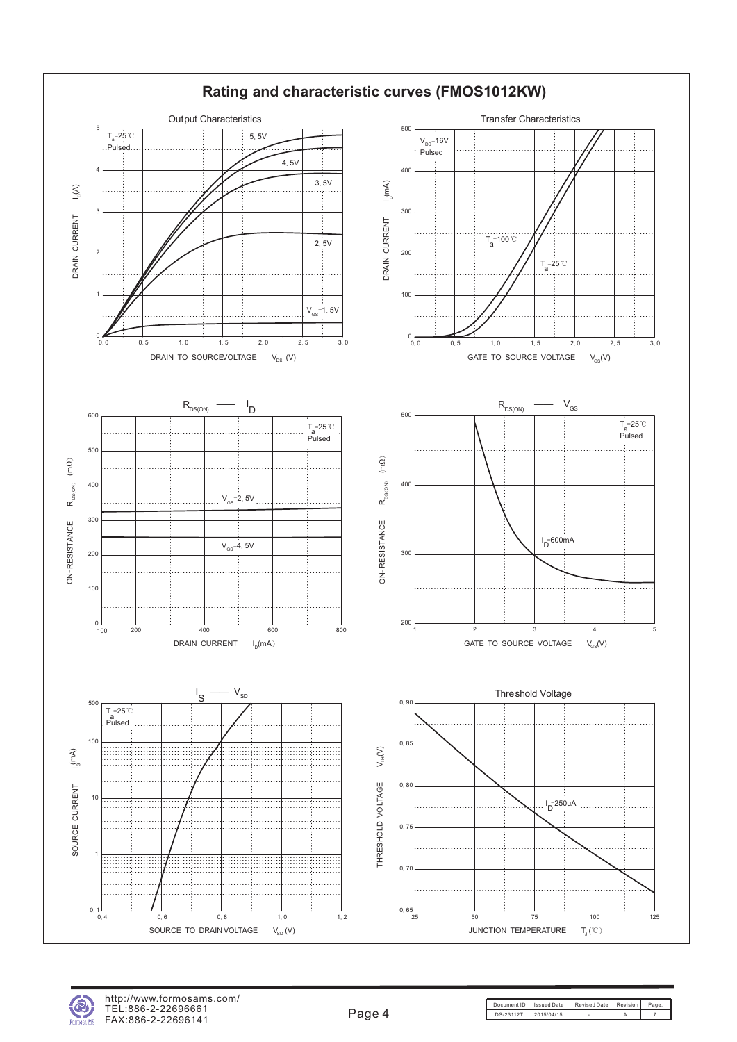# Rating and characteristic curves (FMOS1012KW)

Output Characteristics

$T_a$=25℃
Pulsed

5, 5V
4, 5V
3, 5V
2, 5V
$V_{GS}$=1, 5V

DRAIN CURRENT $I_D$(A)

DRAIN TO SOURCE VOLTAGE $V_{DS}$ (V)

Transfer Characteristics

$V_{DS}$=16V
Pulsed

$T_a$=100℃
$T_a$=25℃

DRAIN CURRENT $I_D$(mA)

GATE TO SOURCE VOLTAGE $V_{GS}$(V)

$R_{DS(ON)}$ — $I_D$

$T_a$=25℃
Pulsed

$V_{GS}$=2, 5V
$V_{GS}$=4, 5V

ON-RESISTANCE $R_{DS(ON)}$ (mΩ)

DRAIN CURRENT $I_D$(mA)

$R_{DS(ON)}$ — $V_{GS}$

$T_a$=25℃
Pulsed

$I_D$=600mA

ON-RESISTANCE $R_{DS(ON)}$ (mΩ)

GATE TO SOURCE VOLTAGE $V_{GS}$(V)

$I_S$ — $V_{SD}$

$T_a$=25℃
Pulsed

SOURCE CURRENT $I_S$(mA)

SOURCE TO DRAIN VOLTAGE $V_{SD}$ (V)

Threshold Voltage

$I_D$=250uA

THRESHOLD VOLTAGE $V_{TH}$(V)

JUNCTION TEMPERATURE $T_j$ (℃)

http://www.formosams.com/
TEL:886-2-22696661
FAX:886-2-22696141

| Document ID | Issued Date | Revised Date | Revision | Page. |
|---|---|---|---|---|
| DS-23112T | 2015/04/15 | - | A | 7 |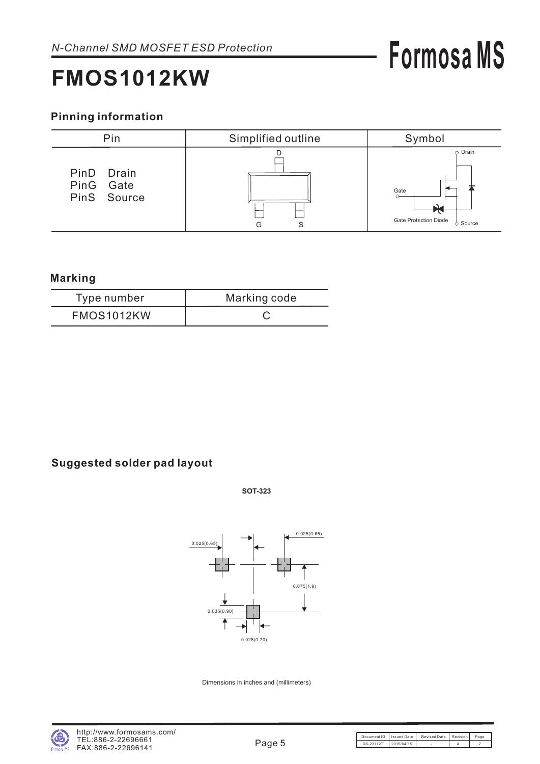# FMOS1012KW

*N-Channel SMD MOSFET ESD Protection*

## Pinning information

| Pin | Simplified outline | Symbol |
|---|---|---|
| PinD Drain<br>PinG Gate<br>PinS Source | D<br>G S | Drain<br>Gate<br>Gate Protection Diode<br>Source |

## Marking

| Type number | Marking code |
|---|---|
| FMOS1012KW | C |

## Suggested solder pad layout

**SOT-323**

0.025(0.65)

0.025(0.65)

0.075(1.9)

0.035(0.90)

0.028(0.70)

Dimensions in inches and (millimeters)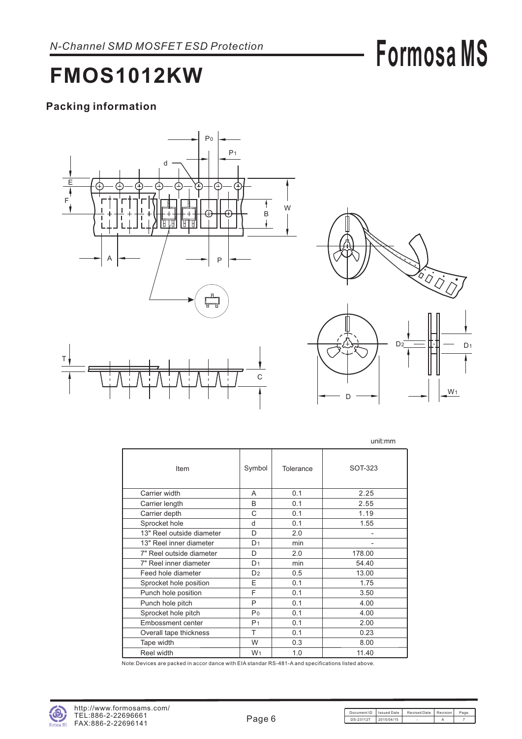## FMOS1012KW

### Packing information

unit:mm

| Item | Symbol | Tolerance | SOT-323 |
|---|---|---|---|
| Carrier width | A | 0.1 | 2.25 |
| Carrier length | B | 0.1 | 2.55 |
| Carrier depth | C | 0.1 | 1.19 |
| Sprocket hole | d | 0.1 | 1.55 |
| 13" Reel outside diameter | D | 2.0 | - |
| 13" Reel inner diameter | $D_1$ | min | - |
| 7" Reel outside diameter | D | 2.0 | 178.00 |
| 7" Reel inner diameter | $D_1$ | min | 54.40 |
| Feed hole diameter | $D_2$ | 0.5 | 13.00 |
| Sprocket hole position | E | 0.1 | 1.75 |
| Punch hole position | F | 0.1 | 3.50 |
| Punch hole pitch | P | 0.1 | 4.00 |
| Sprocket hole pitch | $P_0$ | 0.1 | 4.00 |
| Embossment center | $P_1$ | 0.1 | 2.00 |
| Overall tape thickness | T | 0.1 | 0.23 |
| Tape width | W | 0.3 | 8.00 |
| Reel width | $W_1$ | 1.0 | 11.40 |

Note:Devices are packed in accor dance with EIA standar RS-481-A and specifications listed above.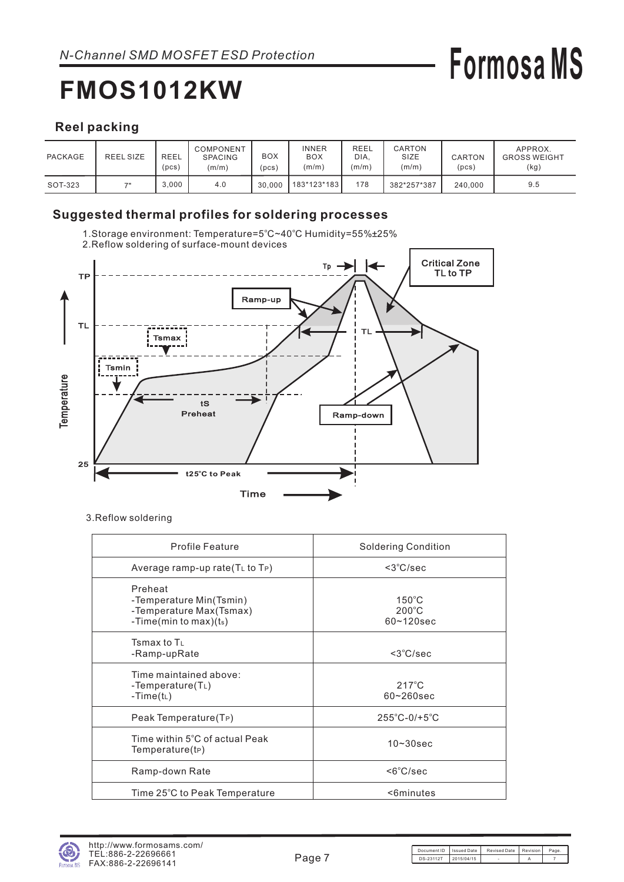*N-Channel SMD MOSFET ESD Protection*

# FMOS1012KW

## Reel packing

| PACKAGE | REEL SIZE | REEL (pcs) | COMPONENT SPACING (m/m) | BOX (pcs) | INNER BOX (m/m) | REEL DIA. (m/m) | CARTON SIZE (m/m) | CARTON (pcs) | APPROX. GROSS WEIGHT (kg) |
|---|---|---|---|---|---|---|---|---|---|
| SOT-323 | 7" | 3,000 | 4.0 | 30,000 | 183*123*183 | 178 | 382*257*387 | 240,000 | 9.5 |

## Suggested thermal profiles for soldering processes

1.Storage environment: Temperature=5°C~40°C Humidity=55%±25%

2.Reflow soldering of surface-mount devices

Tp
TP
TL
25
Critical Zone
TL to TP
Ramp-up
Tsmax
Tsmin
tS
Preheat
TL
Ramp-down
Temperature
t25°C to Peak
Time

3.Reflow soldering

| Profile Feature | Soldering Condition |
|---|---|
| Average ramp-up rate($T_L$ to $T_P$) | <3°C/sec |
| Preheat<br>-Temperature Min(Tsmin)<br>-Temperature Max(Tsmax)<br>-Time(min to max)($t_s$) | <br>150°C<br>200°C<br>60~120sec |
| Tsmax to $T_L$<br>-Ramp-upRate | <3°C/sec |
| Time maintained above:<br>-Temperature($T_L$)<br>-Time($t_L$) | <br>217°C<br>60~260sec |
| Peak Temperature($T_P$) | 255°C-0/+5°C |
| Time within 5°C of actual Peak Temperature($t_P$) | 10~30sec |
| Ramp-down Rate | <6°C/sec |
| Time 25°C to Peak Temperature | <6minutes |